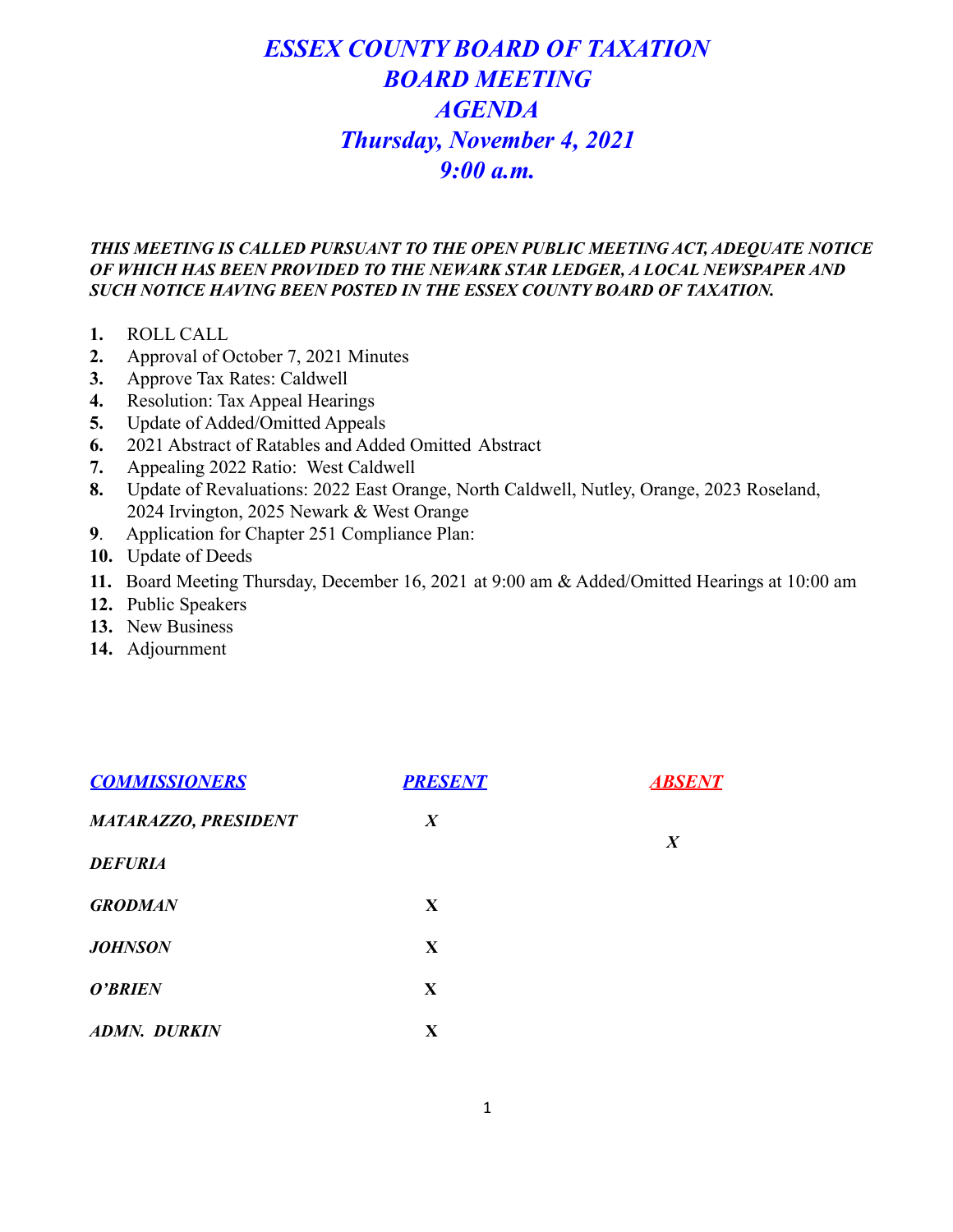# *ESSEX COUNTY BOARD OF TAXATION*
# *BOARD MEETING*
# *AGENDA*
# *Thursday, November 4, 2021*
# *9:00 a.m.*

***THIS MEETING IS CALLED PURSUANT TO THE OPEN PUBLIC MEETING ACT, ADEQUATE NOTICE OF WHICH HAS BEEN PROVIDED TO THE NEWARK STAR LEDGER, A LOCAL NEWSPAPER AND SUCH NOTICE HAVING BEEN POSTED IN THE ESSEX COUNTY BOARD OF TAXATION.***

1. ROLL CALL
2. Approval of October 7, 2021 Minutes
3. Approve Tax Rates: Caldwell
4. Resolution: Tax Appeal Hearings
5. Update of Added/Omitted Appeals
6. 2021 Abstract of Ratables and Added Omitted Abstract
7. Appealing 2022 Ratio: West Caldwell
8. Update of Revaluations: 2022 East Orange, North Caldwell, Nutley, Orange, 2023 Roseland, 2024 Irvington, 2025 Newark & West Orange
9. Application for Chapter 251 Compliance Plan:
10. Update of Deeds
11. Board Meeting Thursday, December 16, 2021 at 9:00 am & Added/Omitted Hearings at 10:00 am
12. Public Speakers
13. New Business
14. Adjournment

| *COMMISSIONERS* | *PRESENT* | *ABSENT* |
|---|---|---|
| *MATARAZZO, PRESIDENT* | *X* | |
| *DEFURIA* | | *X* |
| *GRODMAN* | X | |
| *JOHNSON* | X | |
| *O'BRIEN* | X | |
| *ADMN. DURKIN* | X | |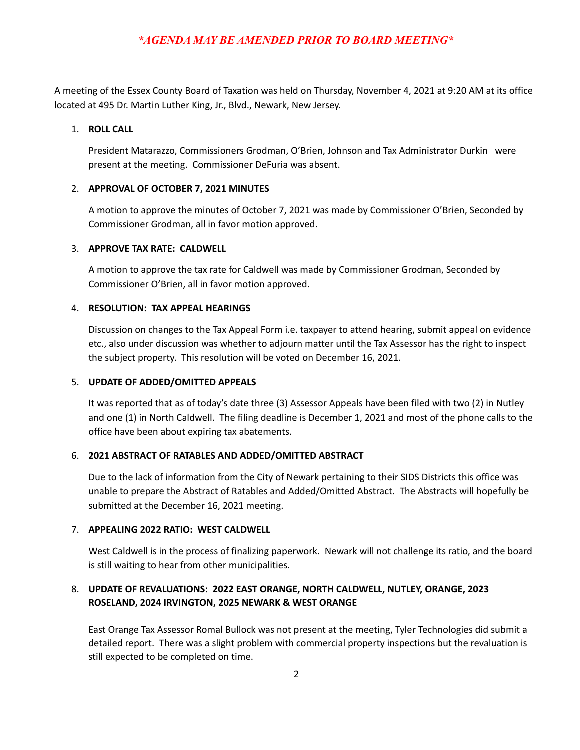***AGENDA MAY BE AMENDED PRIOR TO BOARD MEETING***

A meeting of the Essex County Board of Taxation was held on Thursday, November 4, 2021 at 9:20 AM at its office located at 495 Dr. Martin Luther King, Jr., Blvd., Newark, New Jersey.

1. **ROLL CALL**

   President Matarazzo, Commissioners Grodman, O'Brien, Johnson and Tax Administrator Durkin were present at the meeting. Commissioner DeFuria was absent.

2. **APPROVAL OF OCTOBER 7, 2021 MINUTES**

   A motion to approve the minutes of October 7, 2021 was made by Commissioner O'Brien, Seconded by Commissioner Grodman, all in favor motion approved.

3. **APPROVE TAX RATE: CALDWELL**

   A motion to approve the tax rate for Caldwell was made by Commissioner Grodman, Seconded by Commissioner O'Brien, all in favor motion approved.

4. **RESOLUTION: TAX APPEAL HEARINGS**

   Discussion on changes to the Tax Appeal Form i.e. taxpayer to attend hearing, submit appeal on evidence etc., also under discussion was whether to adjourn matter until the Tax Assessor has the right to inspect the subject property. This resolution will be voted on December 16, 2021.

5. **UPDATE OF ADDED/OMITTED APPEALS**

   It was reported that as of today's date three (3) Assessor Appeals have been filed with two (2) in Nutley and one (1) in North Caldwell. The filing deadline is December 1, 2021 and most of the phone calls to the office have been about expiring tax abatements.

6. **2021 ABSTRACT OF RATABLES AND ADDED/OMITTED ABSTRACT**

   Due to the lack of information from the City of Newark pertaining to their SIDS Districts this office was unable to prepare the Abstract of Ratables and Added/Omitted Abstract. The Abstracts will hopefully be submitted at the December 16, 2021 meeting.

7. **APPEALING 2022 RATIO: WEST CALDWELL**

   West Caldwell is in the process of finalizing paperwork. Newark will not challenge its ratio, and the board is still waiting to hear from other municipalities.

8. **UPDATE OF REVALUATIONS: 2022 EAST ORANGE, NORTH CALDWELL, NUTLEY, ORANGE, 2023 ROSELAND, 2024 IRVINGTON, 2025 NEWARK & WEST ORANGE**

   East Orange Tax Assessor Romal Bullock was not present at the meeting, Tyler Technologies did submit a detailed report. There was a slight problem with commercial property inspections but the revaluation is still expected to be completed on time.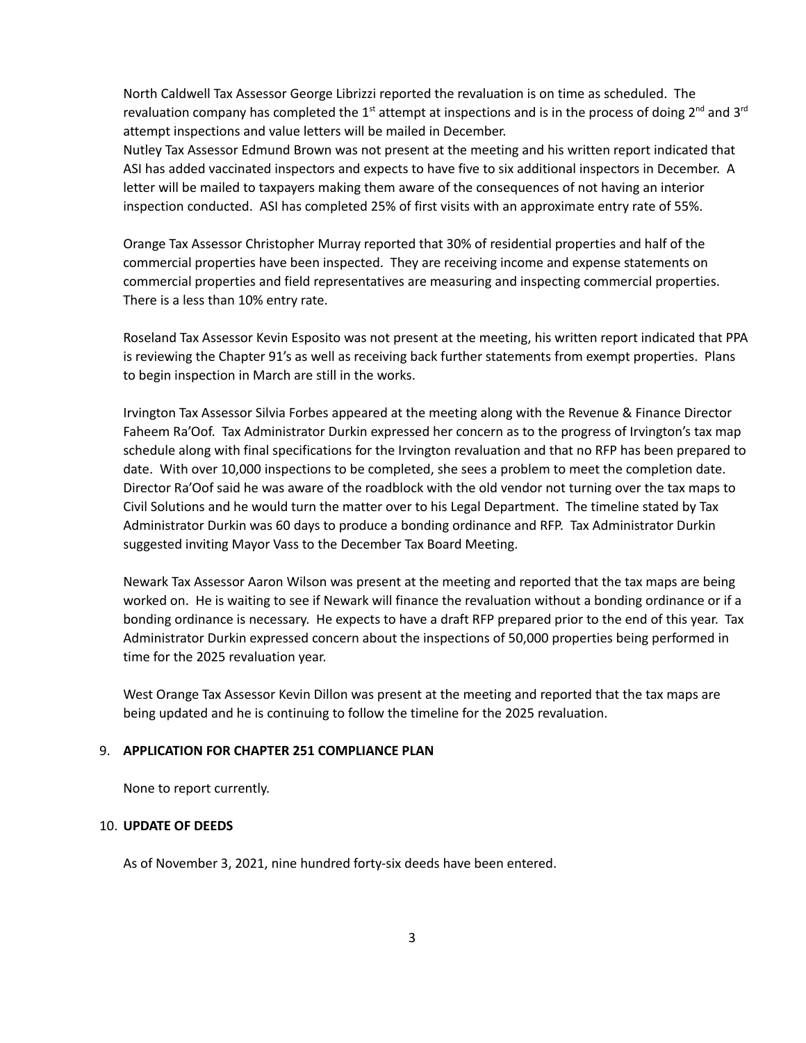North Caldwell Tax Assessor George Librizzi reported the revaluation is on time as scheduled. The revaluation company has completed the 1st attempt at inspections and is in the process of doing 2nd and 3rd attempt inspections and value letters will be mailed in December.

Nutley Tax Assessor Edmund Brown was not present at the meeting and his written report indicated that ASI has added vaccinated inspectors and expects to have five to six additional inspectors in December. A letter will be mailed to taxpayers making them aware of the consequences of not having an interior inspection conducted. ASI has completed 25% of first visits with an approximate entry rate of 55%.

Orange Tax Assessor Christopher Murray reported that 30% of residential properties and half of the commercial properties have been inspected. They are receiving income and expense statements on commercial properties and field representatives are measuring and inspecting commercial properties. There is a less than 10% entry rate.

Roseland Tax Assessor Kevin Esposito was not present at the meeting, his written report indicated that PPA is reviewing the Chapter 91's as well as receiving back further statements from exempt properties. Plans to begin inspection in March are still in the works.

Irvington Tax Assessor Silvia Forbes appeared at the meeting along with the Revenue & Finance Director Faheem Ra'Oof. Tax Administrator Durkin expressed her concern as to the progress of Irvington's tax map schedule along with final specifications for the Irvington revaluation and that no RFP has been prepared to date. With over 10,000 inspections to be completed, she sees a problem to meet the completion date. Director Ra'Oof said he was aware of the roadblock with the old vendor not turning over the tax maps to Civil Solutions and he would turn the matter over to his Legal Department. The timeline stated by Tax Administrator Durkin was 60 days to produce a bonding ordinance and RFP. Tax Administrator Durkin suggested inviting Mayor Vass to the December Tax Board Meeting.

Newark Tax Assessor Aaron Wilson was present at the meeting and reported that the tax maps are being worked on. He is waiting to see if Newark will finance the revaluation without a bonding ordinance or if a bonding ordinance is necessary. He expects to have a draft RFP prepared prior to the end of this year. Tax Administrator Durkin expressed concern about the inspections of 50,000 properties being performed in time for the 2025 revaluation year.

West Orange Tax Assessor Kevin Dillon was present at the meeting and reported that the tax maps are being updated and he is continuing to follow the timeline for the 2025 revaluation.

9. **APPLICATION FOR CHAPTER 251 COMPLIANCE PLAN**

   None to report currently.

10. **UPDATE OF DEEDS**

    As of November 3, 2021, nine hundred forty-six deeds have been entered.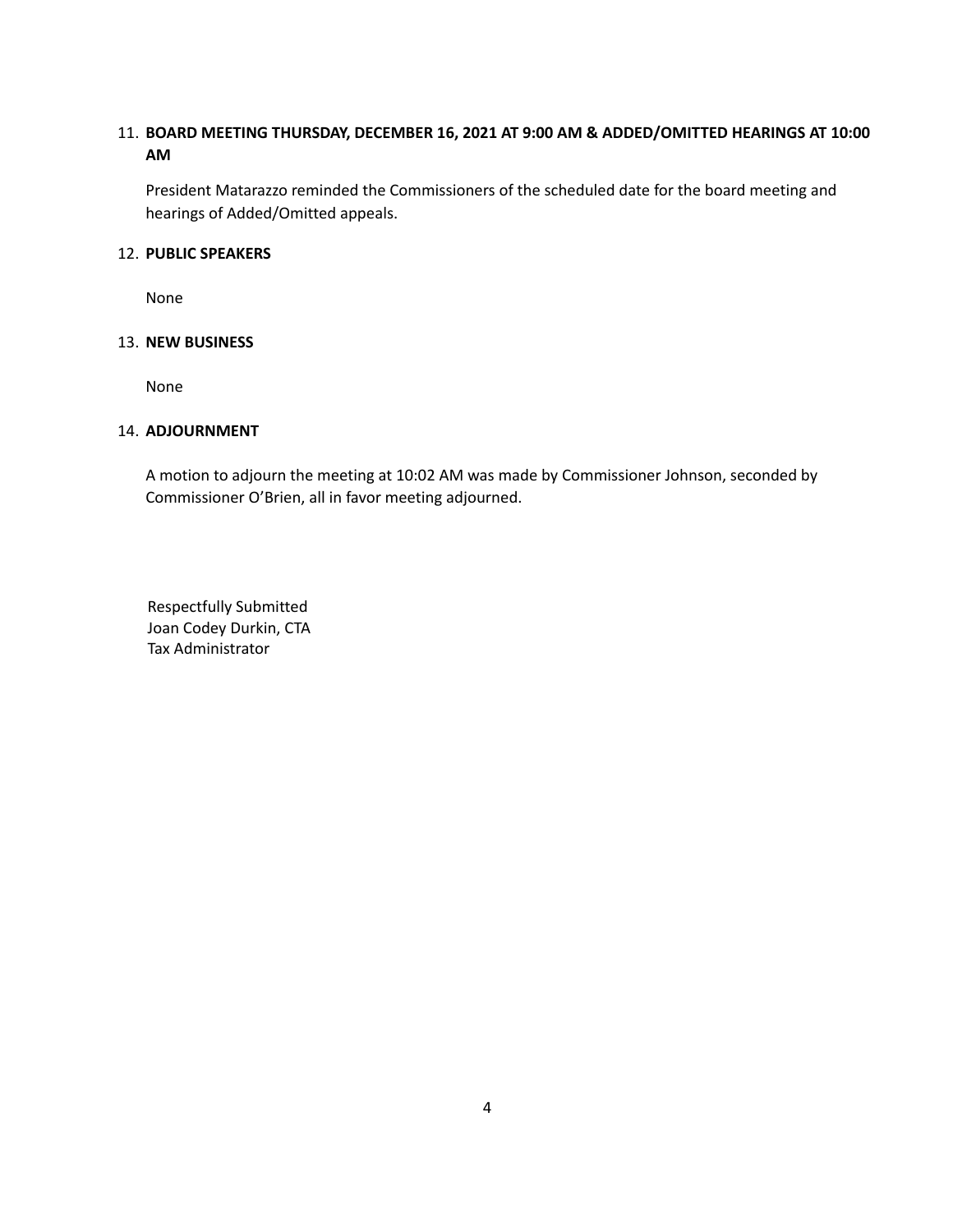11. **BOARD MEETING THURSDAY, DECEMBER 16, 2021 AT 9:00 AM & ADDED/OMITTED HEARINGS AT 10:00 AM**

    President Matarazzo reminded the Commissioners of the scheduled date for the board meeting and hearings of Added/Omitted appeals.

12. **PUBLIC SPEAKERS**

    None

13. **NEW BUSINESS**

    None

14. **ADJOURNMENT**

    A motion to adjourn the meeting at 10:02 AM was made by Commissioner Johnson, seconded by Commissioner O'Brien, all in favor meeting adjourned.

Respectfully Submitted  
Joan Codey Durkin, CTA  
Tax Administrator